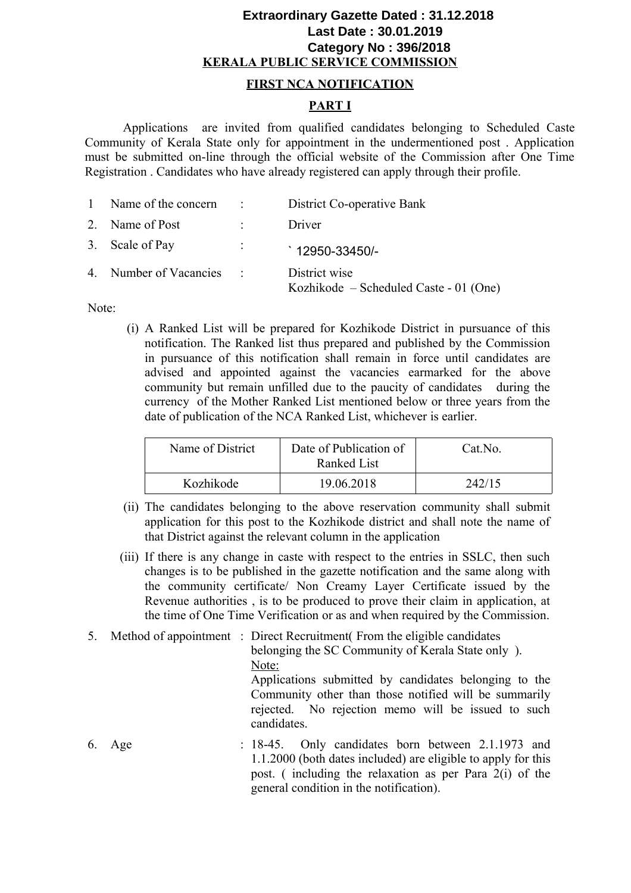**Extraordinary Gazette Dated : 31.12.2018**
**Last Date : 30.01.2019**
**Category No : 396/2018**

# KERALA PUBLIC SERVICE COMMISSION

## FIRST NCA NOTIFICATION

## PART I

Applications are invited from qualified candidates belonging to Scheduled Caste Community of Kerala State only for appointment in the undermentioned post . Application must be submitted on-line through the official website of the Commission after One Time Registration . Candidates who have already registered can apply through their profile.

1 Name of the concern : District Co-operative Bank

2. Name of Post : Driver

3. Scale of Pay : ` 12950-33450/-

4. Number of Vacancies : District wise
Kozhikode – Scheduled Caste - 01 (One)

Note:

(i) A Ranked List will be prepared for Kozhikode District in pursuance of this notification. The Ranked list thus prepared and published by the Commission in pursuance of this notification shall remain in force until candidates are advised and appointed against the vacancies earmarked for the above community but remain unfilled due to the paucity of candidates during the currency of the Mother Ranked List mentioned below or three years from the date of publication of the NCA Ranked List, whichever is earlier.

| Name of District | Date of Publication of Ranked List | Cat.No. |
|---|---|---|
| Kozhikode | 19.06.2018 | 242/15 |

(ii) The candidates belonging to the above reservation community shall submit application for this post to the Kozhikode district and shall note the name of that District against the relevant column in the application

(iii) If there is any change in caste with respect to the entries in SSLC, then such changes is to be published in the gazette notification and the same along with the community certificate/ Non Creamy Layer Certificate issued by the Revenue authorities , is to be produced to prove their claim in application, at the time of One Time Verification or as and when required by the Commission.

5. Method of appointment : Direct Recruitment( From the eligible candidates belonging the SC Community of Kerala State only ).
Note:
Applications submitted by candidates belonging to the Community other than those notified will be summarily rejected. No rejection memo will be issued to such candidates.

6. Age : 18-45. Only candidates born between 2.1.1973 and 1.1.2000 (both dates included) are eligible to apply for this post. ( including the relaxation as per Para 2(i) of the general condition in the notification).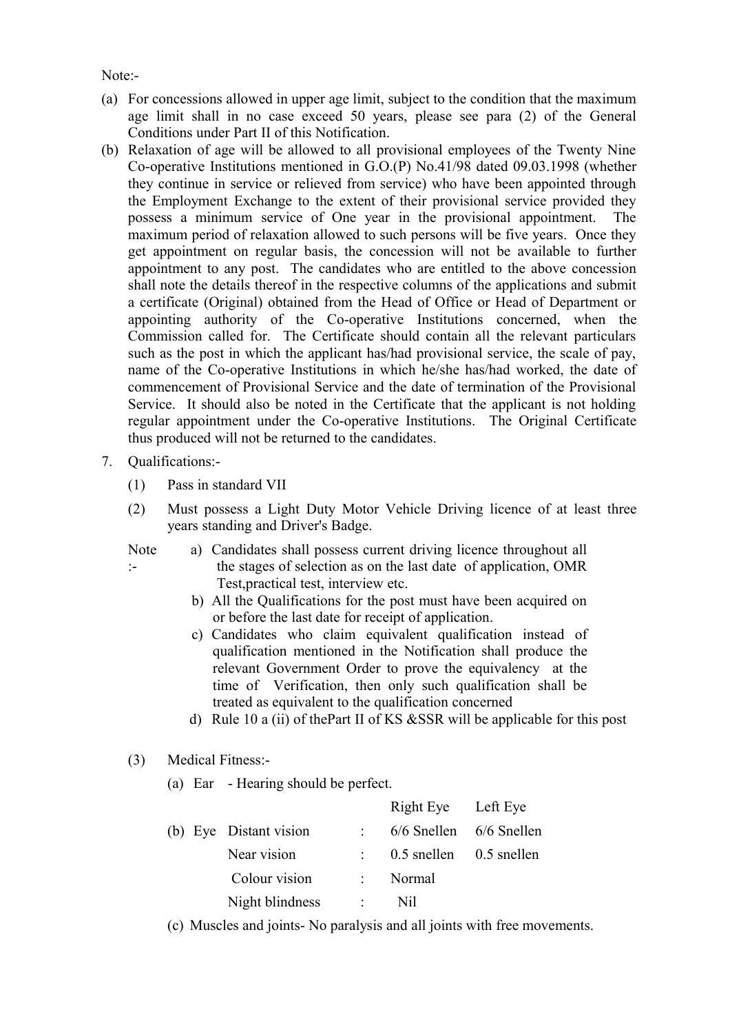Note:-

(a) For concessions allowed in upper age limit, subject to the condition that the maximum age limit shall in no case exceed 50 years, please see para (2) of the General Conditions under Part II of this Notification.

(b) Relaxation of age will be allowed to all provisional employees of the Twenty Nine Co-operative Institutions mentioned in G.O.(P) No.41/98 dated 09.03.1998 (whether they continue in service or relieved from service) who have been appointed through the Employment Exchange to the extent of their provisional service provided they possess a minimum service of One year in the provisional appointment. The maximum period of relaxation allowed to such persons will be five years. Once they get appointment on regular basis, the concession will not be available to further appointment to any post. The candidates who are entitled to the above concession shall note the details thereof in the respective columns of the applications and submit a certificate (Original) obtained from the Head of Office or Head of Department or appointing authority of the Co-operative Institutions concerned, when the Commission called for. The Certificate should contain all the relevant particulars such as the post in which the applicant has/had provisional service, the scale of pay, name of the Co-operative Institutions in which he/she has/had worked, the date of commencement of Provisional Service and the date of termination of the Provisional Service. It should also be noted in the Certificate that the applicant is not holding regular appointment under the Co-operative Institutions. The Original Certificate thus produced will not be returned to the candidates.

7. Qualifications:-

   (1) Pass in standard VII

   (2) Must possess a Light Duty Motor Vehicle Driving licence of at least three years standing and Driver's Badge.

   Note :-

   a) Candidates shall possess current driving licence throughout all the stages of selection as on the last date of application, OMR Test,practical test, interview etc.

   b) All the Qualifications for the post must have been acquired on or before the last date for receipt of application.

   c) Candidates who claim equivalent qualification instead of qualification mentioned in the Notification shall produce the relevant Government Order to prove the equivalency at the time of Verification, then only such qualification shall be treated as equivalent to the qualification concerned

   d) Rule 10 a (ii) of thePart II of KS &SSR will be applicable for this post

   (3) Medical Fitness:-

   (a) Ear - Hearing should be perfect.

   (b) Eye

| | | Right Eye | Left Eye |
|---|---|---|---|
| Distant vision | : | 6/6 Snellen | 6/6 Snellen |
| Near vision | : | 0.5 snellen | 0.5 snellen |
| Colour vision | : | Normal | |
| Night blindness | : | Nil | |

   (c) Muscles and joints- No paralysis and all joints with free movements.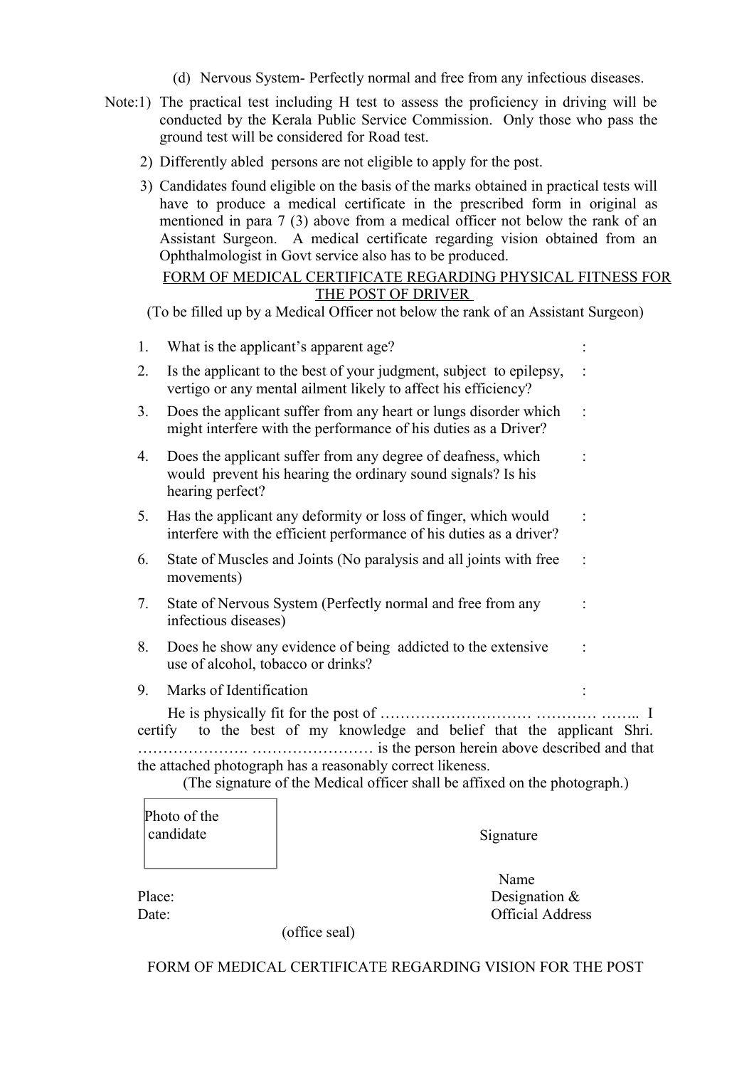(d) Nervous System- Perfectly normal and free from any infectious diseases.

Note:1) The practical test including H test to assess the proficiency in driving will be conducted by the Kerala Public Service Commission. Only those who pass the ground test will be considered for Road test.

2) Differently abled persons are not eligible to apply for the post.

3) Candidates found eligible on the basis of the marks obtained in practical tests will have to produce a medical certificate in the prescribed form in original as mentioned in para 7 (3) above from a medical officer not below the rank of an Assistant Surgeon. A medical certificate regarding vision obtained from an Ophthalmologist in Govt service also has to be produced.

## FORM OF MEDICAL CERTIFICATE REGARDING PHYSICAL FITNESS FOR THE POST OF DRIVER

(To be filled up by a Medical Officer not below the rank of an Assistant Surgeon)

1. What is the applicant's apparent age? :
2. Is the applicant to the best of your judgment, subject to epilepsy, vertigo or any mental ailment likely to affect his efficiency? :
3. Does the applicant suffer from any heart or lungs disorder which might interfere with the performance of his duties as a Driver? :
4. Does the applicant suffer from any degree of deafness, which would prevent his hearing the ordinary sound signals? Is his hearing perfect? :
5. Has the applicant any deformity or loss of finger, which would interfere with the efficient performance of his duties as a driver? :
6. State of Muscles and Joints (No paralysis and all joints with free movements) :
7. State of Nervous System (Perfectly normal and free from any infectious diseases) :
8. Does he show any evidence of being addicted to the extensive use of alcohol, tobacco or drinks? :
9. Marks of Identification :

He is physically fit for the post of ……………………… ………… …….. I certify to the best of my knowledge and belief that the applicant Shri. …………………. …………………… is the person herein above described and that the attached photograph has a reasonably correct likeness.

(The signature of the Medical officer shall be affixed on the photograph.)

Photo of the candidate

Signature

Name

Designation &

Official Address

Place:

Date:

(office seal)

FORM OF MEDICAL CERTIFICATE REGARDING VISION FOR THE POST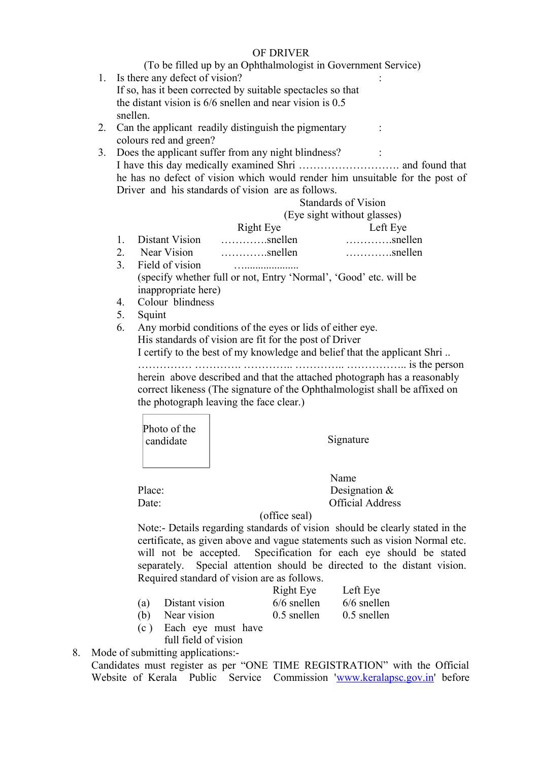OF DRIVER

(To be filled up by an Ophthalmologist in Government Service)

1. Is there any defect of vision? :
   If so, has it been corrected by suitable spectacles so that the distant vision is 6/6 snellen and near vision is 0.5 snellen.
2. Can the applicant readily distinguish the pigmentary colours red and green? :
3. Does the applicant suffer from any night blindness? :
   I have this day medically examined Shri ………………………. and found that he has no defect of vision which would render him unsuitable for the post of Driver and his standards of vision are as follows.

Standards of Vision
(Eye sight without glasses)

| | | Right Eye | Left Eye |
|---|---|---|---|
| 1. | Distant Vision | ………….snellen | ………….snellen |
| 2. | Near Vision | ………….snellen | ………….snellen |

3. Field of vision …....................
   (specify whether full or not, Entry 'Normal', 'Good' etc. will be inappropriate here)
4. Colour blindness
5. Squint
6. Any morbid conditions of the eyes or lids of either eye.
   His standards of vision are fit for the post of Driver
   I certify to the best of my knowledge and belief that the applicant Shri .. …………… …………. ………….. ………….. …………….. is the person herein above described and that the attached photograph has a reasonably correct likeness (The signature of the Ophthalmologist shall be affixed on the photograph leaving the face clear.)

Photo of the candidate

Signature

Name
Designation &
Official Address

Place:
Date:

(office seal)

Note:- Details regarding standards of vision should be clearly stated in the certificate, as given above and vague statements such as vision Normal etc. will not be accepted. Specification for each eye should be stated separately. Special attention should be directed to the distant vision. Required standard of vision are as follows.

| | | Right Eye | Left Eye |
|---|---|---|---|
| (a) | Distant vision | 6/6 snellen | 6/6 snellen |
| (b) | Near vision | 0.5 snellen | 0.5 snellen |
| (c ) | Each eye must have full field of vision | | |

8. Mode of submitting applications:-
   Candidates must register as per "ONE TIME REGISTRATION" with the Official Website of Kerala Public Service Commission 'www.keralapsc.gov.in' before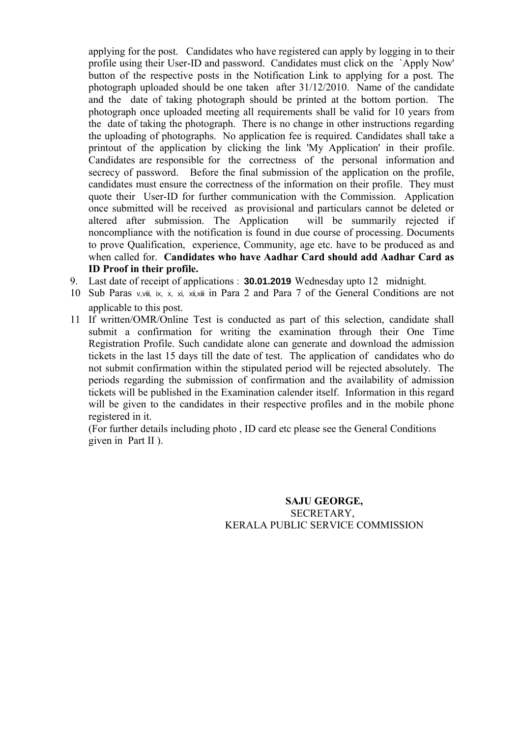applying for the post. Candidates who have registered can apply by logging in to their profile using their User-ID and password. Candidates must click on the `Apply Now' button of the respective posts in the Notification Link to applying for a post. The photograph uploaded should be one taken after 31/12/2010. Name of the candidate and the date of taking photograph should be printed at the bottom portion. The photograph once uploaded meeting all requirements shall be valid for 10 years from the date of taking the photograph. There is no change in other instructions regarding the uploading of photographs. No application fee is required. Candidates shall take a printout of the application by clicking the link 'My Application' in their profile. Candidates are responsible for the correctness of the personal information and secrecy of password. Before the final submission of the application on the profile, candidates must ensure the correctness of the information on their profile. They must quote their User-ID for further communication with the Commission. Application once submitted will be received as provisional and particulars cannot be deleted or altered after submission. The Application will be summarily rejected if noncompliance with the notification is found in due course of processing. Documents to prove Qualification, experience, Community, age etc. have to be produced as and when called for. **Candidates who have Aadhar Card should add Aadhar Card as ID Proof in their profile.**

9. Last date of receipt of applications : **30.01.2019** Wednesday upto 12 midnight.
10. Sub Paras v,viii, ix, x, xi, xii,xiii in Para 2 and Para 7 of the General Conditions are not applicable to this post.
11. If written/OMR/Online Test is conducted as part of this selection, candidate shall submit a confirmation for writing the examination through their One Time Registration Profile. Such candidate alone can generate and download the admission tickets in the last 15 days till the date of test. The application of candidates who do not submit confirmation within the stipulated period will be rejected absolutely. The periods regarding the submission of confirmation and the availability of admission tickets will be published in the Examination calender itself. Information in this regard will be given to the candidates in their respective profiles and in the mobile phone registered in it.

    (For further details including photo , ID card etc please see the General Conditions given in Part II ).

**SAJU GEORGE,**
SECRETARY,
KERALA PUBLIC SERVICE COMMISSION